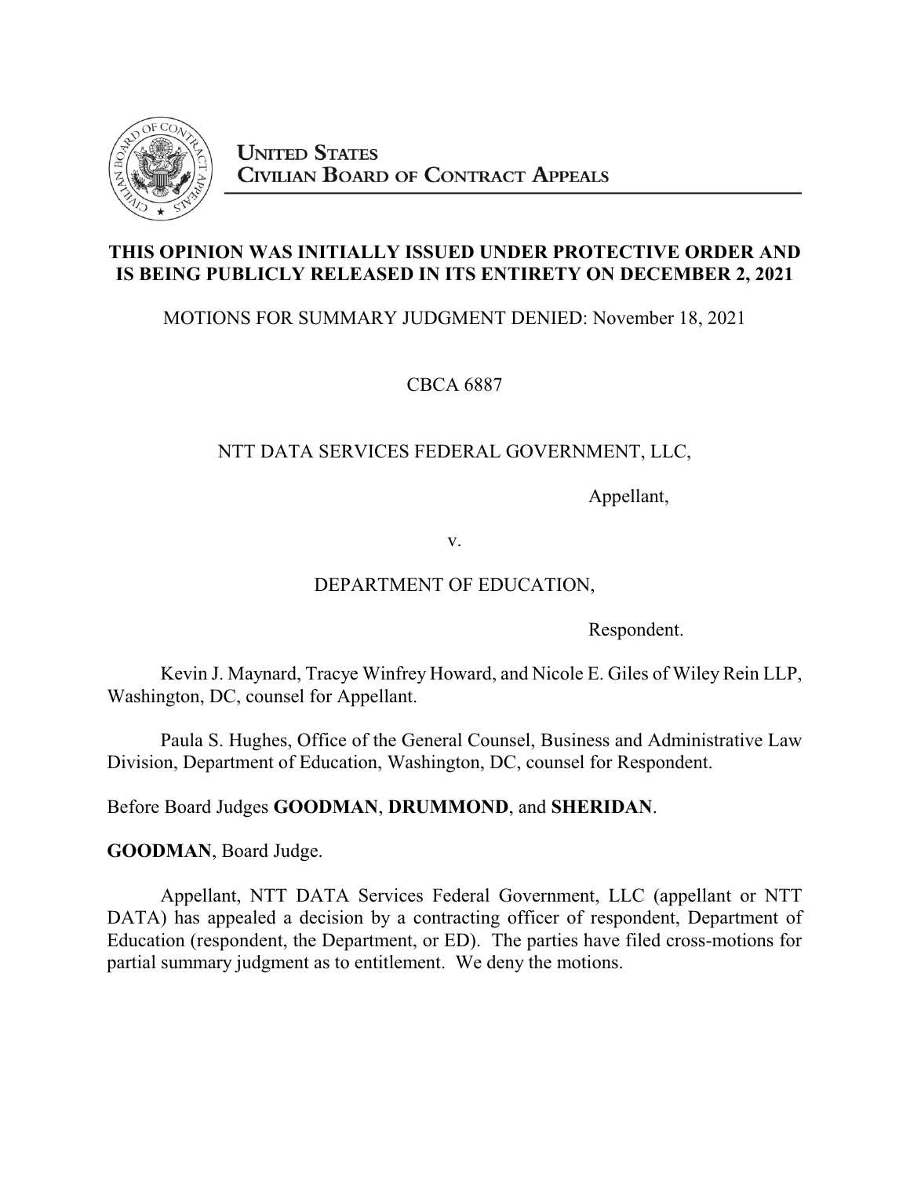**UNITED STATES**
**CIVILIAN BOARD OF CONTRACT APPEALS**

**THIS OPINION WAS INITIALLY ISSUED UNDER PROTECTIVE ORDER AND IS BEING PUBLICLY RELEASED IN ITS ENTIRETY ON DECEMBER 2, 2021**

MOTIONS FOR SUMMARY JUDGMENT DENIED: November 18, 2021

CBCA 6887

NTT DATA SERVICES FEDERAL GOVERNMENT, LLC,

Appellant,

v.

DEPARTMENT OF EDUCATION,

Respondent.

Kevin J. Maynard, Tracye Winfrey Howard, and Nicole E. Giles of Wiley Rein LLP, Washington, DC, counsel for Appellant.

Paula S. Hughes, Office of the General Counsel, Business and Administrative Law Division, Department of Education, Washington, DC, counsel for Respondent.

Before Board Judges **GOODMAN**, **DRUMMOND**, and **SHERIDAN**.

**GOODMAN**, Board Judge.

Appellant, NTT DATA Services Federal Government, LLC (appellant or NTT DATA) has appealed a decision by a contracting officer of respondent, Department of Education (respondent, the Department, or ED). The parties have filed cross-motions for partial summary judgment as to entitlement. We deny the motions.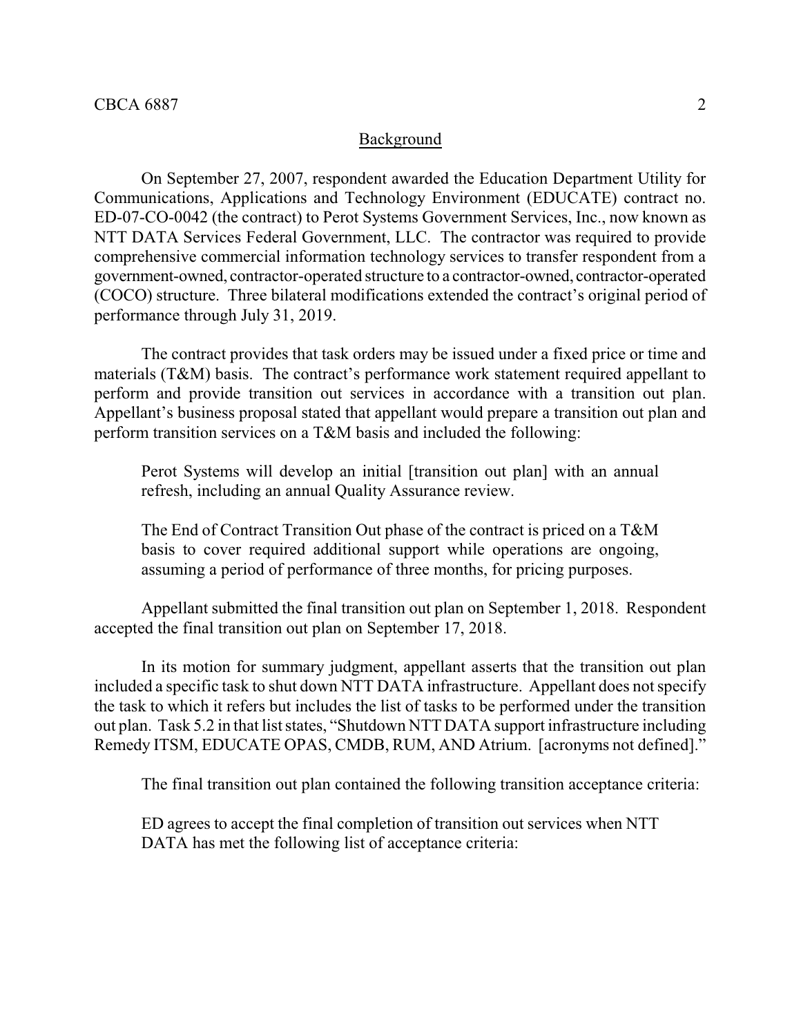## Background

On September 27, 2007, respondent awarded the Education Department Utility for Communications, Applications and Technology Environment (EDUCATE) contract no. ED-07-CO-0042 (the contract) to Perot Systems Government Services, Inc., now known as NTT DATA Services Federal Government, LLC. The contractor was required to provide comprehensive commercial information technology services to transfer respondent from a government-owned, contractor-operated structure to a contractor-owned, contractor-operated (COCO) structure. Three bilateral modifications extended the contract's original period of performance through July 31, 2019.

The contract provides that task orders may be issued under a fixed price or time and materials (T&M) basis. The contract's performance work statement required appellant to perform and provide transition out services in accordance with a transition out plan. Appellant's business proposal stated that appellant would prepare a transition out plan and perform transition services on a T&M basis and included the following:

> Perot Systems will develop an initial [transition out plan] with an annual refresh, including an annual Quality Assurance review.
>
> The End of Contract Transition Out phase of the contract is priced on a T&M basis to cover required additional support while operations are ongoing, assuming a period of performance of three months, for pricing purposes.

Appellant submitted the final transition out plan on September 1, 2018. Respondent accepted the final transition out plan on September 17, 2018.

In its motion for summary judgment, appellant asserts that the transition out plan included a specific task to shut down NTT DATA infrastructure. Appellant does not specify the task to which it refers but includes the list of tasks to be performed under the transition out plan. Task 5.2 in that list states, "Shutdown NTT DATA support infrastructure including Remedy ITSM, EDUCATE OPAS, CMDB, RUM, AND Atrium. [acronyms not defined]."

The final transition out plan contained the following transition acceptance criteria:

> ED agrees to accept the final completion of transition out services when NTT DATA has met the following list of acceptance criteria: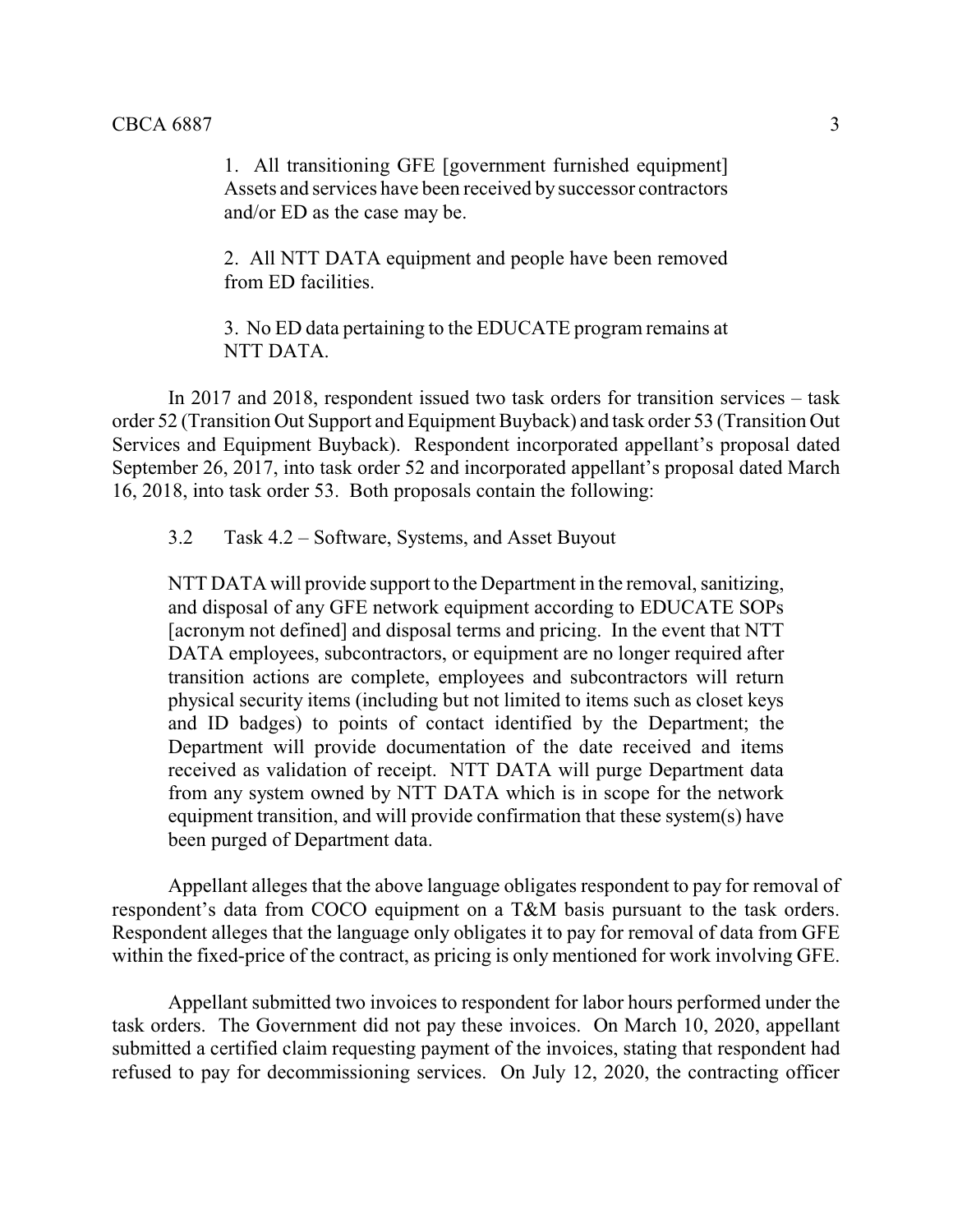> 1. All transitioning GFE [government furnished equipment] Assets and services have been received by successor contractors and/or ED as the case may be.
>
> 2. All NTT DATA equipment and people have been removed from ED facilities.
>
> 3. No ED data pertaining to the EDUCATE program remains at NTT DATA.

In 2017 and 2018, respondent issued two task orders for transition services – task order 52 (Transition Out Support and Equipment Buyback) and task order 53 (Transition Out Services and Equipment Buyback). Respondent incorporated appellant's proposal dated September 26, 2017, into task order 52 and incorporated appellant's proposal dated March 16, 2018, into task order 53. Both proposals contain the following:

> 3.2 Task 4.2 – Software, Systems, and Asset Buyout
>
> NTT DATA will provide support to the Department in the removal, sanitizing, and disposal of any GFE network equipment according to EDUCATE SOPs [acronym not defined] and disposal terms and pricing. In the event that NTT DATA employees, subcontractors, or equipment are no longer required after transition actions are complete, employees and subcontractors will return physical security items (including but not limited to items such as closet keys and ID badges) to points of contact identified by the Department; the Department will provide documentation of the date received and items received as validation of receipt. NTT DATA will purge Department data from any system owned by NTT DATA which is in scope for the network equipment transition, and will provide confirmation that these system(s) have been purged of Department data.

Appellant alleges that the above language obligates respondent to pay for removal of respondent's data from COCO equipment on a T&M basis pursuant to the task orders. Respondent alleges that the language only obligates it to pay for removal of data from GFE within the fixed-price of the contract, as pricing is only mentioned for work involving GFE.

Appellant submitted two invoices to respondent for labor hours performed under the task orders. The Government did not pay these invoices. On March 10, 2020, appellant submitted a certified claim requesting payment of the invoices, stating that respondent had refused to pay for decommissioning services. On July 12, 2020, the contracting officer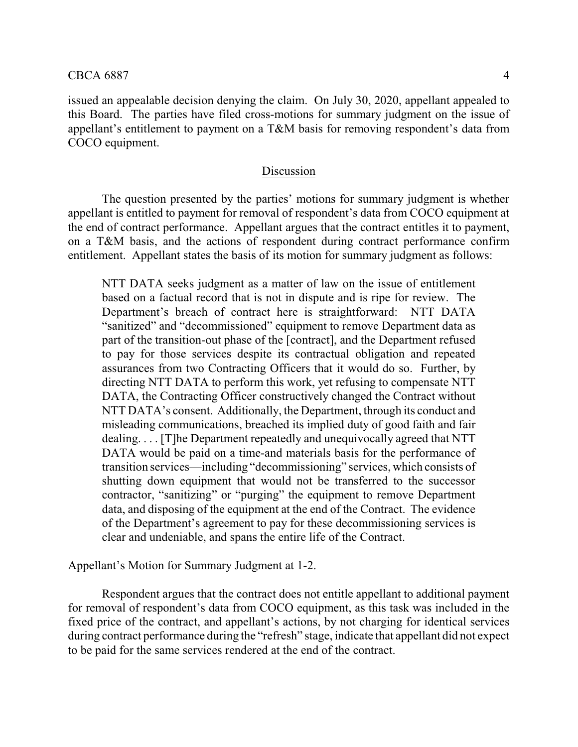issued an appealable decision denying the claim. On July 30, 2020, appellant appealed to this Board. The parties have filed cross-motions for summary judgment on the issue of appellant's entitlement to payment on a T&M basis for removing respondent's data from COCO equipment.

## Discussion

The question presented by the parties' motions for summary judgment is whether appellant is entitled to payment for removal of respondent's data from COCO equipment at the end of contract performance. Appellant argues that the contract entitles it to payment, on a T&M basis, and the actions of respondent during contract performance confirm entitlement. Appellant states the basis of its motion for summary judgment as follows:

> NTT DATA seeks judgment as a matter of law on the issue of entitlement based on a factual record that is not in dispute and is ripe for review. The Department's breach of contract here is straightforward: NTT DATA "sanitized" and "decommissioned" equipment to remove Department data as part of the transition-out phase of the [contract], and the Department refused to pay for those services despite its contractual obligation and repeated assurances from two Contracting Officers that it would do so. Further, by directing NTT DATA to perform this work, yet refusing to compensate NTT DATA, the Contracting Officer constructively changed the Contract without NTT DATA's consent. Additionally, the Department, through its conduct and misleading communications, breached its implied duty of good faith and fair dealing. . . . [T]he Department repeatedly and unequivocally agreed that NTT DATA would be paid on a time-and materials basis for the performance of transition services—including "decommissioning" services, which consists of shutting down equipment that would not be transferred to the successor contractor, "sanitizing" or "purging" the equipment to remove Department data, and disposing of the equipment at the end of the Contract. The evidence of the Department's agreement to pay for these decommissioning services is clear and undeniable, and spans the entire life of the Contract.

Appellant's Motion for Summary Judgment at 1-2.

Respondent argues that the contract does not entitle appellant to additional payment for removal of respondent's data from COCO equipment, as this task was included in the fixed price of the contract, and appellant's actions, by not charging for identical services during contract performance during the "refresh" stage, indicate that appellant did not expect to be paid for the same services rendered at the end of the contract.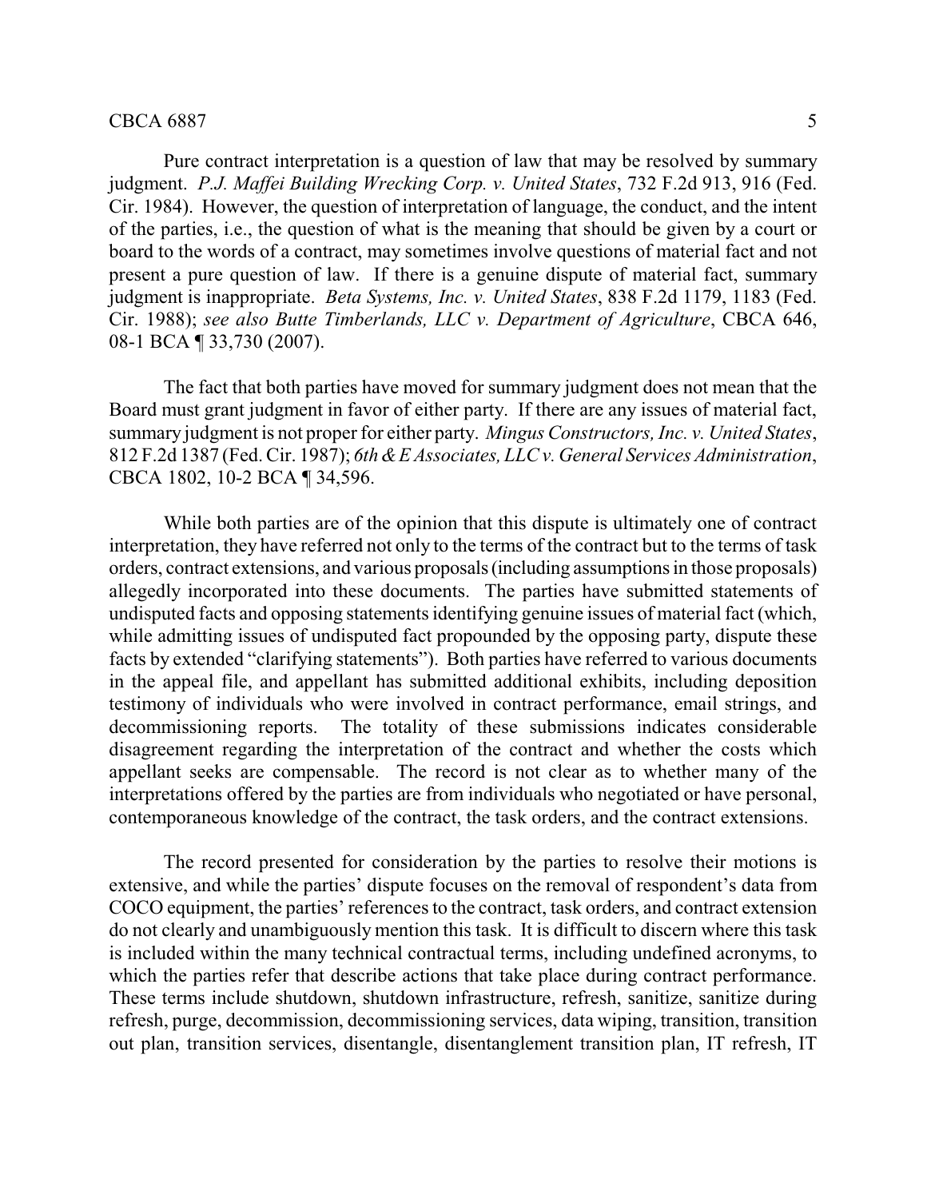Pure contract interpretation is a question of law that may be resolved by summary judgment. *P.J. Maffei Building Wrecking Corp. v. United States*, 732 F.2d 913, 916 (Fed. Cir. 1984). However, the question of interpretation of language, the conduct, and the intent of the parties, i.e., the question of what is the meaning that should be given by a court or board to the words of a contract, may sometimes involve questions of material fact and not present a pure question of law. If there is a genuine dispute of material fact, summary judgment is inappropriate. *Beta Systems, Inc. v. United States*, 838 F.2d 1179, 1183 (Fed. Cir. 1988); *see also Butte Timberlands, LLC v. Department of Agriculture*, CBCA 646, 08-1 BCA ¶ 33,730 (2007).

The fact that both parties have moved for summary judgment does not mean that the Board must grant judgment in favor of either party. If there are any issues of material fact, summary judgment is not proper for either party. *Mingus Constructors, Inc. v. United States*, 812 F.2d 1387 (Fed. Cir. 1987); *6th & E Associates, LLC v. General Services Administration*, CBCA 1802, 10-2 BCA ¶ 34,596.

While both parties are of the opinion that this dispute is ultimately one of contract interpretation, they have referred not only to the terms of the contract but to the terms of task orders, contract extensions, and various proposals (including assumptions in those proposals) allegedly incorporated into these documents. The parties have submitted statements of undisputed facts and opposing statements identifying genuine issues of material fact (which, while admitting issues of undisputed fact propounded by the opposing party, dispute these facts by extended "clarifying statements"). Both parties have referred to various documents in the appeal file, and appellant has submitted additional exhibits, including deposition testimony of individuals who were involved in contract performance, email strings, and decommissioning reports. The totality of these submissions indicates considerable disagreement regarding the interpretation of the contract and whether the costs which appellant seeks are compensable. The record is not clear as to whether many of the interpretations offered by the parties are from individuals who negotiated or have personal, contemporaneous knowledge of the contract, the task orders, and the contract extensions.

The record presented for consideration by the parties to resolve their motions is extensive, and while the parties' dispute focuses on the removal of respondent's data from COCO equipment, the parties' references to the contract, task orders, and contract extension do not clearly and unambiguously mention this task. It is difficult to discern where this task is included within the many technical contractual terms, including undefined acronyms, to which the parties refer that describe actions that take place during contract performance. These terms include shutdown, shutdown infrastructure, refresh, sanitize, sanitize during refresh, purge, decommission, decommissioning services, data wiping, transition, transition out plan, transition services, disentangle, disentanglement transition plan, IT refresh, IT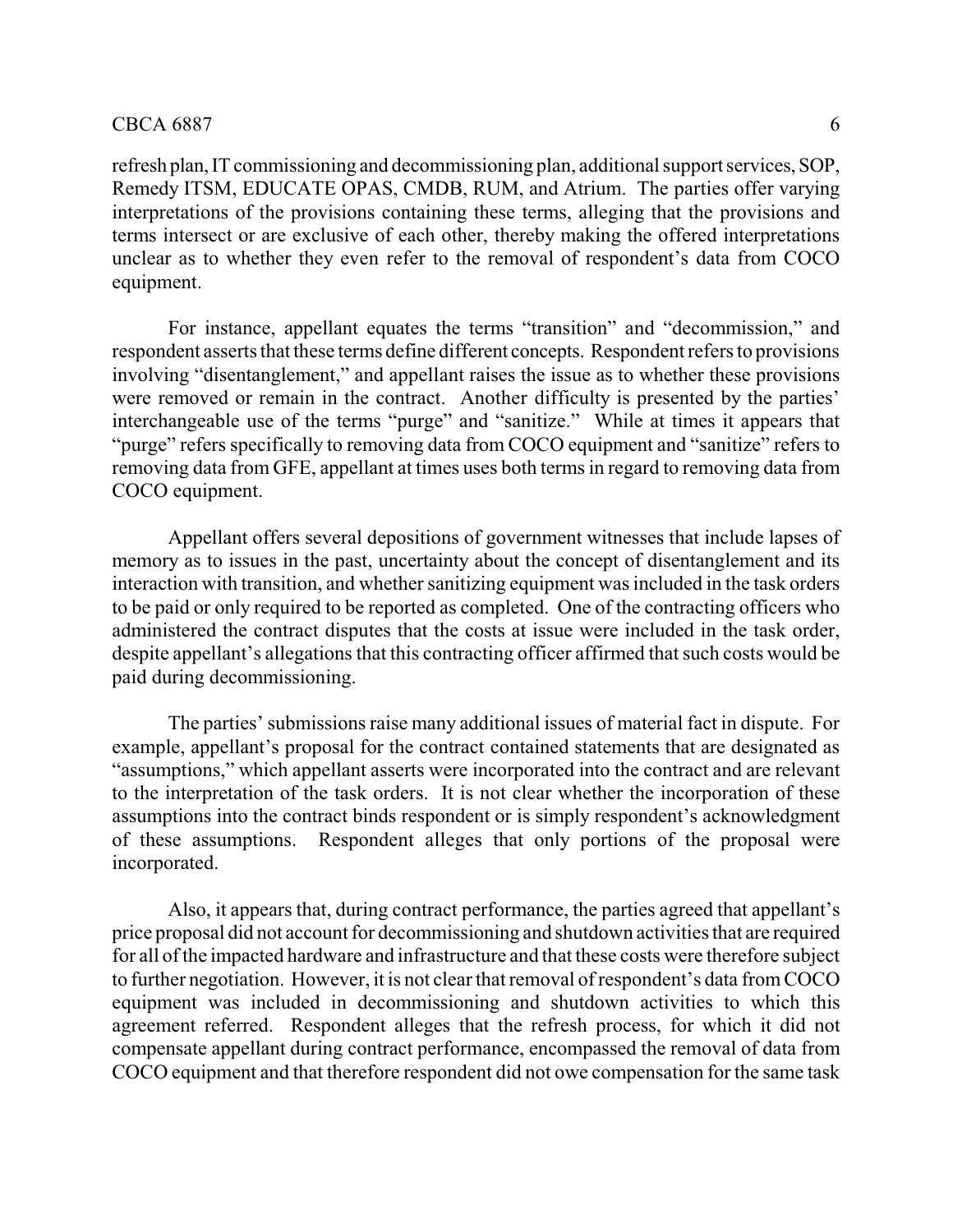refresh plan, IT commissioning and decommissioning plan, additional support services, SOP, Remedy ITSM, EDUCATE OPAS, CMDB, RUM, and Atrium. The parties offer varying interpretations of the provisions containing these terms, alleging that the provisions and terms intersect or are exclusive of each other, thereby making the offered interpretations unclear as to whether they even refer to the removal of respondent's data from COCO equipment.

For instance, appellant equates the terms "transition" and "decommission," and respondent asserts that these terms define different concepts. Respondent refers to provisions involving "disentanglement," and appellant raises the issue as to whether these provisions were removed or remain in the contract. Another difficulty is presented by the parties' interchangeable use of the terms "purge" and "sanitize." While at times it appears that "purge" refers specifically to removing data from COCO equipment and "sanitize" refers to removing data from GFE, appellant at times uses both terms in regard to removing data from COCO equipment.

Appellant offers several depositions of government witnesses that include lapses of memory as to issues in the past, uncertainty about the concept of disentanglement and its interaction with transition, and whether sanitizing equipment was included in the task orders to be paid or only required to be reported as completed. One of the contracting officers who administered the contract disputes that the costs at issue were included in the task order, despite appellant's allegations that this contracting officer affirmed that such costs would be paid during decommissioning.

The parties' submissions raise many additional issues of material fact in dispute. For example, appellant's proposal for the contract contained statements that are designated as "assumptions," which appellant asserts were incorporated into the contract and are relevant to the interpretation of the task orders. It is not clear whether the incorporation of these assumptions into the contract binds respondent or is simply respondent's acknowledgment of these assumptions. Respondent alleges that only portions of the proposal were incorporated.

Also, it appears that, during contract performance, the parties agreed that appellant's price proposal did not account for decommissioning and shutdown activities that are required for all of the impacted hardware and infrastructure and that these costs were therefore subject to further negotiation. However, it is not clear that removal of respondent's data from COCO equipment was included in decommissioning and shutdown activities to which this agreement referred. Respondent alleges that the refresh process, for which it did not compensate appellant during contract performance, encompassed the removal of data from COCO equipment and that therefore respondent did not owe compensation for the same task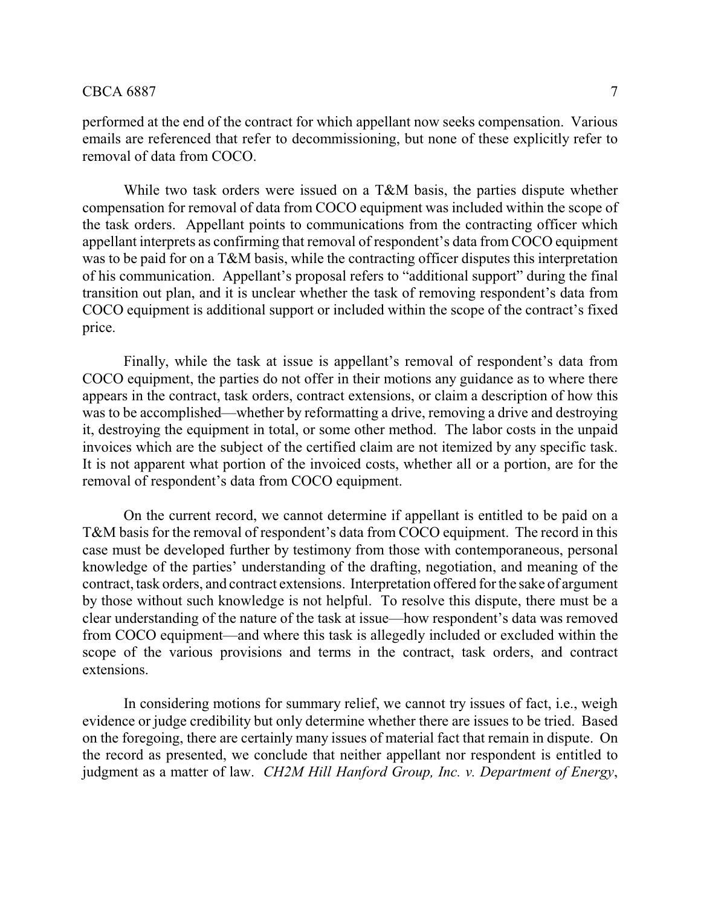performed at the end of the contract for which appellant now seeks compensation. Various emails are referenced that refer to decommissioning, but none of these explicitly refer to removal of data from COCO.

While two task orders were issued on a T&M basis, the parties dispute whether compensation for removal of data from COCO equipment was included within the scope of the task orders. Appellant points to communications from the contracting officer which appellant interprets as confirming that removal of respondent's data from COCO equipment was to be paid for on a T&M basis, while the contracting officer disputes this interpretation of his communication. Appellant's proposal refers to "additional support" during the final transition out plan, and it is unclear whether the task of removing respondent's data from COCO equipment is additional support or included within the scope of the contract's fixed price.

Finally, while the task at issue is appellant's removal of respondent's data from COCO equipment, the parties do not offer in their motions any guidance as to where there appears in the contract, task orders, contract extensions, or claim a description of how this was to be accomplished—whether by reformatting a drive, removing a drive and destroying it, destroying the equipment in total, or some other method. The labor costs in the unpaid invoices which are the subject of the certified claim are not itemized by any specific task. It is not apparent what portion of the invoiced costs, whether all or a portion, are for the removal of respondent's data from COCO equipment.

On the current record, we cannot determine if appellant is entitled to be paid on a T&M basis for the removal of respondent's data from COCO equipment. The record in this case must be developed further by testimony from those with contemporaneous, personal knowledge of the parties' understanding of the drafting, negotiation, and meaning of the contract, task orders, and contract extensions. Interpretation offered for the sake of argument by those without such knowledge is not helpful. To resolve this dispute, there must be a clear understanding of the nature of the task at issue—how respondent's data was removed from COCO equipment—and where this task is allegedly included or excluded within the scope of the various provisions and terms in the contract, task orders, and contract extensions.

In considering motions for summary relief, we cannot try issues of fact, i.e., weigh evidence or judge credibility but only determine whether there are issues to be tried. Based on the foregoing, there are certainly many issues of material fact that remain in dispute. On the record as presented, we conclude that neither appellant nor respondent is entitled to judgment as a matter of law. *CH2M Hill Hanford Group, Inc. v. Department of Energy*,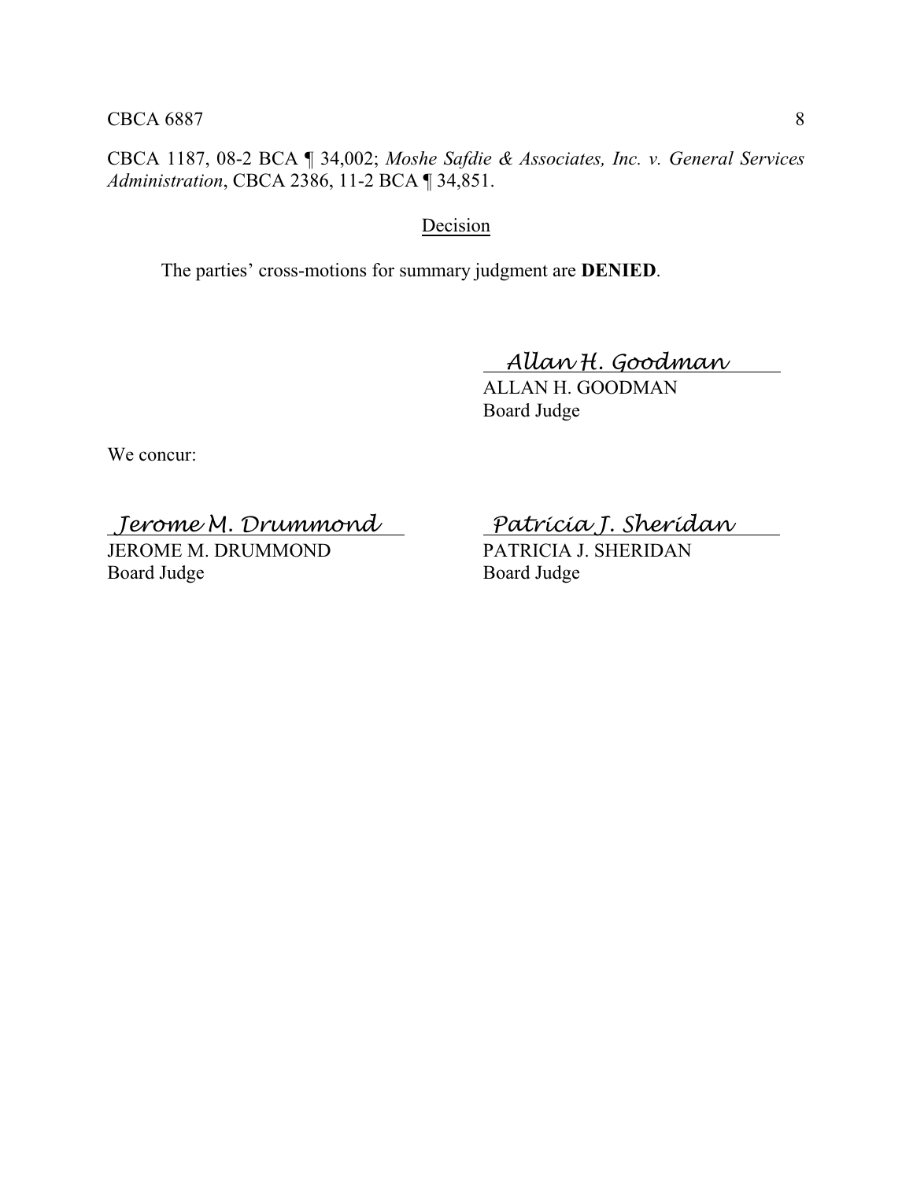CBCA 1187, 08-2 BCA ¶ 34,002; *Moshe Safdie & Associates, Inc. v. General Services Administration*, CBCA 2386, 11-2 BCA ¶ 34,851.

## Decision

The parties' cross-motions for summary judgment are **DENIED**.

*Allan H. Goodman*
ALLAN H. GOODMAN
Board Judge

We concur:

*Jerome M. Drummond*
JEROME M. DRUMMOND
Board Judge

*Patricia J. Sheridan*
PATRICIA J. SHERIDAN
Board Judge